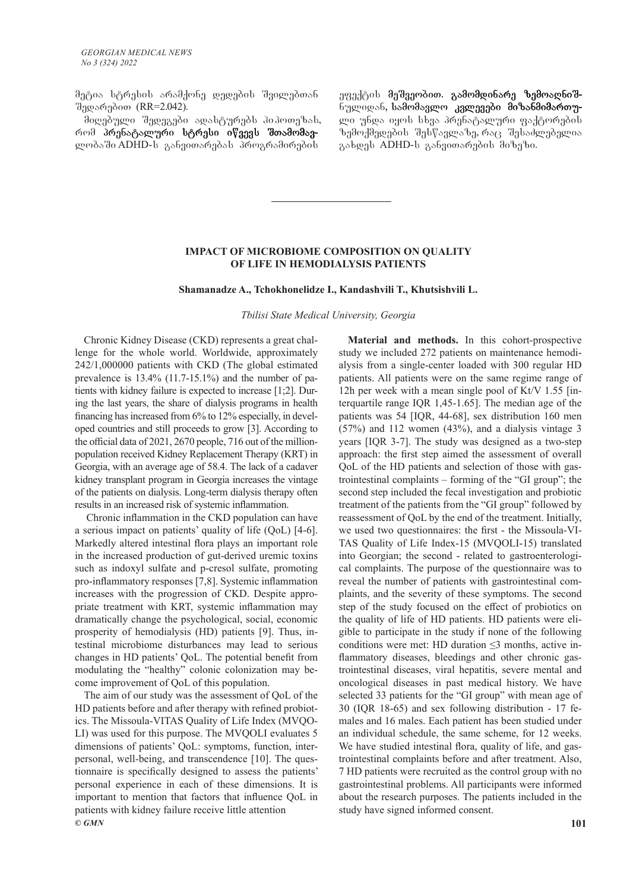მეტია სტრესის არამქონე დედების შვილებთან შედარებით (RR=2.042).

მიღებული შედეგები ადასტურებს ჰიპოთეზას, რომ **პრენატალური სტრესი იწვევს შთამომავლობაში** ADHD-ს განვითარებას პროგრამირების ეფექტის **მეშვეობით. გამომდინარე ზემოაღნიშნულიდან, სამომავლო კვლევები მიზანმიმართული** უნდა იყოს სხვა პრენატალური ფაქტორების ზემოქმედების შესწავლაზე, რაც შესაძლებელია გახდეს ADHD-ს განვითარების მიზეზი.

---

## IMPACT OF MICROBIOME COMPOSITION ON QUALITY OF LIFE IN HEMODIALYSIS PATIENTS

**Shamanadze A., Tchokhonelidze I., Kandashvili T., Khutsishvili L.**

*Tbilisi State Medical University, Georgia*

Chronic Kidney Disease (CKD) represents a great challenge for the whole world. Worldwide, approximately 242/1,000000 patients with CKD (The global estimated prevalence is 13.4% (11.7-15.1%) and the number of patients with kidney failure is expected to increase [1;2]. During the last years, the share of dialysis programs in health financing has increased from 6% to 12% especially, in developed countries and still proceeds to grow [3]. According to the official data of 2021, 2670 people, 716 out of the million-population received Kidney Replacement Therapy (KRT) in Georgia, with an average age of 58.4. The lack of a cadaver kidney transplant program in Georgia increases the vintage of the patients on dialysis. Long-term dialysis therapy often results in an increased risk of systemic inflammation.

Chronic inflammation in the CKD population can have a serious impact on patients' quality of life (QoL) [4-6]. Markedly altered intestinal flora plays an important role in the increased production of gut-derived uremic toxins such as indoxyl sulfate and p-cresol sulfate, promoting pro-inflammatory responses [7,8]. Systemic inflammation increases with the progression of CKD. Despite appropriate treatment with KRT, systemic inflammation may dramatically change the psychological, social, economic prosperity of hemodialysis (HD) patients [9]. Thus, intestinal microbiome disturbances may lead to serious changes in HD patients' QoL. The potential benefit from modulating the "healthy" colonic colonization may become improvement of QoL of this population.

The aim of our study was the assessment of QoL of the HD patients before and after therapy with refined probiotics. The Missoula-VITAS Quality of Life Index (MVQOLI) was used for this purpose. The MVQOLI evaluates 5 dimensions of patients' QoL: symptoms, function, interpersonal, well-being, and transcendence [10]. The questionnaire is specifically designed to assess the patients' personal experience in each of these dimensions. It is important to mention that factors that influence QoL in patients with kidney failure receive little attention

**Material and methods.** In this cohort-prospective study we included 272 patients on maintenance hemodialysis from a single-center loaded with 300 regular HD patients. All patients were on the same regime range of 12h per week with a mean single pool of Kt/V 1.55 [interquartile range IQR 1,45-1.65]. The median age of the patients was 54 [IQR, 44-68], sex distribution 160 men (57%) and 112 women (43%), and a dialysis vintage 3 years [IQR 3-7]. The study was designed as a two-step approach: the first step aimed the assessment of overall QoL of the HD patients and selection of those with gastrointestinal complaints – forming of the "GI group"; the second step included the fecal investigation and probiotic treatment of the patients from the "GI group" followed by reassessment of QoL by the end of the treatment. Initially, we used two questionnaires: the first - the Missoula-VITAS Quality of Life Index-15 (MVQOLI-15) translated into Georgian; the second - related to gastroenterological complaints. The purpose of the questionnaire was to reveal the number of patients with gastrointestinal complaints, and the severity of these symptoms. The second step of the study focused on the effect of probiotics on the quality of life of HD patients. HD patients were eligible to participate in the study if none of the following conditions were met: HD duration ≤3 months, active inflammatory diseases, bleedings and other chronic gastrointestinal diseases, viral hepatitis, severe mental and oncological diseases in past medical history. We have selected 33 patients for the "GI group" with mean age of 30 (IQR 18-65) and sex following distribution - 17 females and 16 males. Each patient has been studied under an individual schedule, the same scheme, for 12 weeks. We have studied intestinal flora, quality of life, and gastrointestinal complaints before and after treatment. Also, 7 HD patients were recruited as the control group with no gastrointestinal problems. All participants were informed about the research purposes. The patients included in the study have signed informed consent.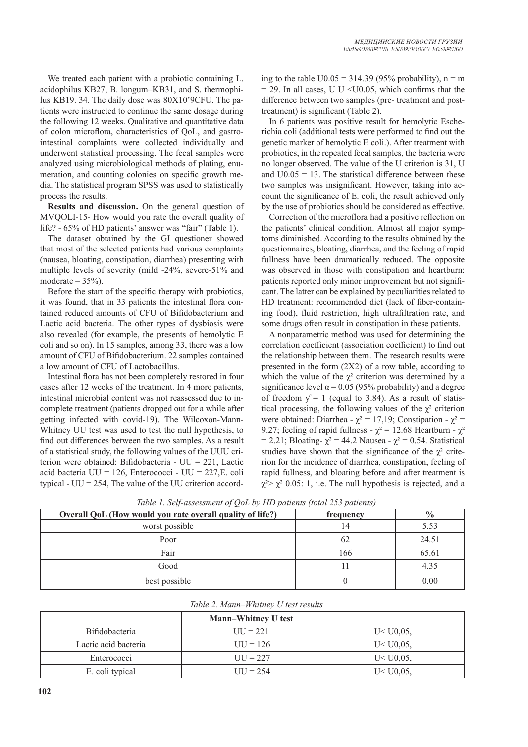We treated each patient with a probiotic containing L. acidophilus KB27, B. longum–KB31, and S. thermophilus KB19. 34. The daily dose was 80X10'9CFU. The patients were instructed to continue the same dosage during the following 12 weeks. Qualitative and quantitative data of colon microflora, characteristics of QoL, and gastrointestinal complaints were collected individually and underwent statistical processing. The fecal samples were analyzed using microbiological methods of plating, enumeration, and counting colonies on specific growth media. The statistical program SPSS was used to statistically process the results.

**Results and discussion.** On the general question of MVQOLI-15- How would you rate the overall quality of life? - 65% of HD patients' answer was "fair" (Table 1).

The dataset obtained by the GI questioner showed that most of the selected patients had various complaints (nausea, bloating, constipation, diarrhea) presenting with multiple levels of severity (mild -24%, severe-51% and moderate – 35%).

Before the start of the specific therapy with probiotics, it was found, that in 33 patients the intestinal flora contained reduced amounts of CFU of Bifidobacterium and Lactic acid bacteria. The other types of dysbiosis were also revealed (for example, the presents of hemolytic E coli and so on). In 15 samples, among 33, there was a low amount of CFU of Bifidobacterium. 22 samples contained a low amount of CFU of Lactobacillus.

Intestinal flora has not been completely restored in four cases after 12 weeks of the treatment. In 4 more patients, intestinal microbial content was not reassessed due to incomplete treatment (patients dropped out for a while after getting infected with covid-19). The Wilcoxon-Mann-Whitney UU test was used to test the null hypothesis, to find out differences between the two samples. As a result of a statistical study, the following values of the UUU criterion were obtained: Bifidobacteria - UU = 221, Lactic acid bacteria UU = 126, Enterococci - UU = 227, E. coli typical - UU = 254, The value of the UU criterion according to the table U0.05 = 314.39 (95% probability), n = m = 29. In all cases, U U <U0.05, which confirms that the difference between two samples (pre- treatment and post-treatment) is significant (Table 2).

In 6 patients was positive result for hemolytic Escherichia coli (additional tests were performed to find out the genetic marker of hemolytic E coli.). After treatment with probiotics, in the repeated fecal samples, the bacteria were no longer observed. The value of the U criterion is 31, U and U0.05 = 13. The statistical difference between these two samples was insignificant. However, taking into account the significance of E. coli, the result achieved only by the use of probiotics should be considered as effective.

Correction of the microflora had a positive reflection on the patients' clinical condition. Almost all major symptoms diminished. According to the results obtained by the questionnaires, bloating, diarrhea, and the feeling of rapid fullness have been dramatically reduced. The opposite was observed in those with constipation and heartburn: patients reported only minor improvement but not significant. The latter can be explained by peculiarities related to HD treatment: recommended diet (lack of fiber-containing food), fluid restriction, high ultrafiltration rate, and some drugs often result in constipation in these patients.

A nonparametric method was used for determining the correlation coefficient (association coefficient) to find out the relationship between them. The research results were presented in the form (2X2) of a row table, according to which the value of the $\chi^2$ criterion was determined by a significance level $\alpha = 0.05$ (95% probability) and a degree of freedom $\gamma = 1$ (equal to 3.84). As a result of statistical processing, the following values of the $\chi^2$ criterion were obtained: Diarrhea - $\chi^2 = 17,19$; Constipation - $\chi^2 = 9.27$; feeling of rapid fullness - $\chi^2 = 12.68$ Heartburn - $\chi^2 = 2.21$; Bloating- $\chi^2 = 44.2$ Nausea - $\chi^2 = 0.54$. Statistical studies have shown that the significance of the $\chi^2$ criterion for the incidence of diarrhea, constipation, feeling of rapid fullness, and bloating before and after treatment is $\chi^2 > \chi^2$ 0.05: 1, i.e. The null hypothesis is rejected, and a

*Table 1. Self-assessment of QoL by HD patients (total 253 patients)*

| Overall QoL (How would you rate overall quality of life?) | frequency | % |
|---|---|---|
| worst possible | 14 | 5.53 |
| Poor | 62 | 24.51 |
| Fair | 166 | 65.61 |
| Good | 11 | 4.35 |
| best possible | 0 | 0.00 |

*Table 2. Mann–Whitney U test results*

| | Mann–Whitney U test | |
|---|---|---|
| Bifidobacteria | UU = 221 | U< U0,05, |
| Lactic acid bacteria | UU = 126 | U< U0,05, |
| Enterococci | UU = 227 | U< U0,05, |
| E. coli typical | UU = 254 | U< U0,05, |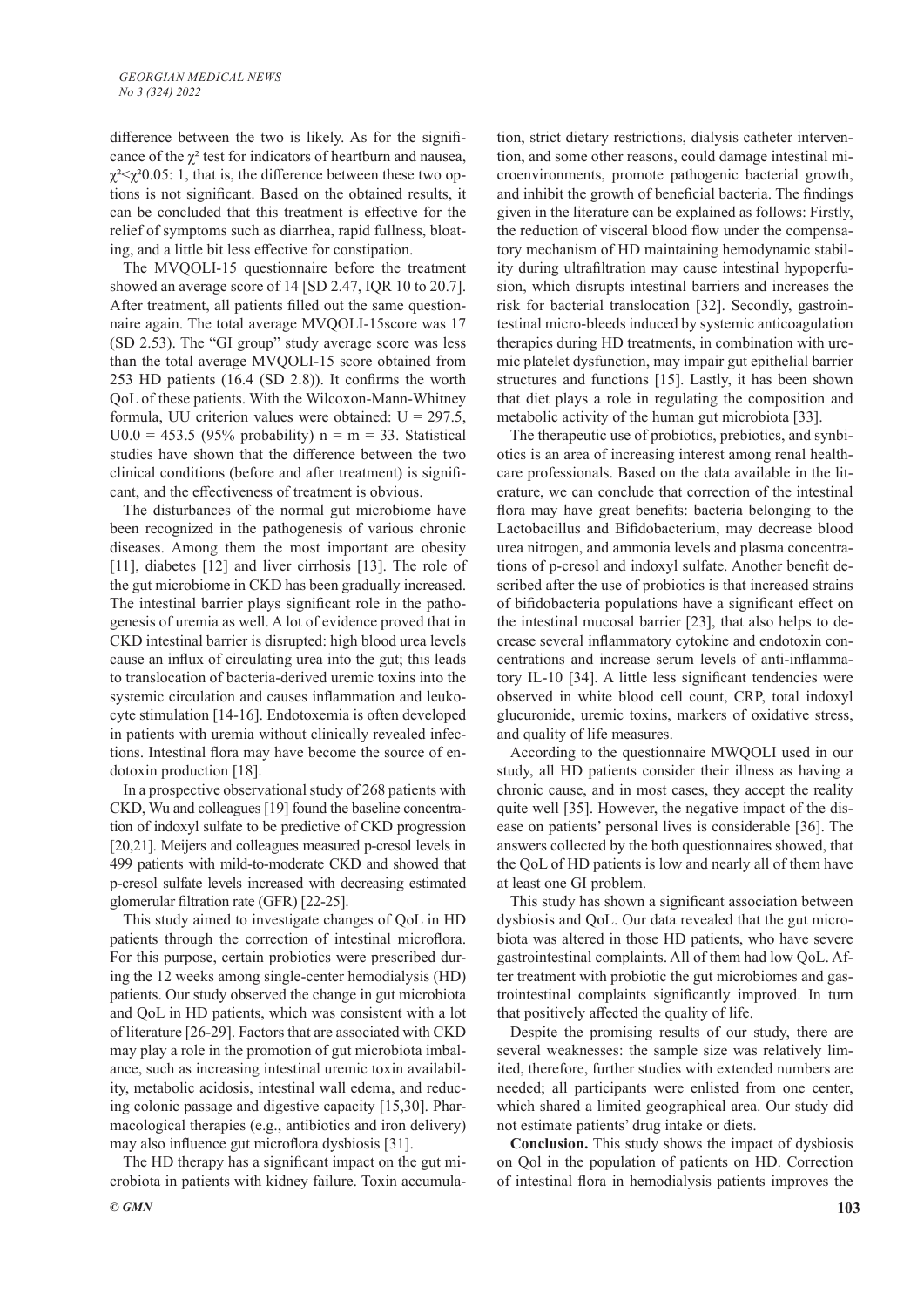difference between the two is likely. As for the significance of the $\chi^2$ test for indicators of heartburn and nausea, $\chi^2<\chi^2 0.05$: 1, that is, the difference between these two options is not significant. Based on the obtained results, it can be concluded that this treatment is effective for the relief of symptoms such as diarrhea, rapid fullness, bloating, and a little bit less effective for constipation.

The MVQOLI-15 questionnaire before the treatment showed an average score of 14 [SD 2.47, IQR 10 to 20.7]. After treatment, all patients filled out the same questionnaire again. The total average MVQOLI-15score was 17 (SD 2.53). The "GI group" study average score was less than the total average MVQOLI-15 score obtained from 253 HD patients (16.4 (SD 2.8)). It confirms the worth QoL of these patients. With the Wilcoxon-Mann-Whitney formula, UU criterion values were obtained: $U = 297.5$, $U0.0 = 453.5$ (95% probability) $n = m = 33$. Statistical studies have shown that the difference between the two clinical conditions (before and after treatment) is significant, and the effectiveness of treatment is obvious.

The disturbances of the normal gut microbiome have been recognized in the pathogenesis of various chronic diseases. Among them the most important are obesity [11], diabetes [12] and liver cirrhosis [13]. The role of the gut microbiome in CKD has been gradually increased. The intestinal barrier plays significant role in the pathogenesis of uremia as well. A lot of evidence proved that in CKD intestinal barrier is disrupted: high blood urea levels cause an influx of circulating urea into the gut; this leads to translocation of bacteria-derived uremic toxins into the systemic circulation and causes inflammation and leukocyte stimulation [14-16]. Endotoxemia is often developed in patients with uremia without clinically revealed infections. Intestinal flora may have become the source of endotoxin production [18].

In a prospective observational study of 268 patients with CKD, Wu and colleagues [19] found the baseline concentration of indoxyl sulfate to be predictive of CKD progression [20,21]. Meijers and colleagues measured p-cresol levels in 499 patients with mild-to-moderate CKD and showed that p-cresol sulfate levels increased with decreasing estimated glomerular filtration rate (GFR) [22-25].

This study aimed to investigate changes of QoL in HD patients through the correction of intestinal microflora. For this purpose, certain probiotics were prescribed during the 12 weeks among single-center hemodialysis (HD) patients. Our study observed the change in gut microbiota and QoL in HD patients, which was consistent with a lot of literature [26-29]. Factors that are associated with CKD may play a role in the promotion of gut microbiota imbalance, such as increasing intestinal uremic toxin availability, metabolic acidosis, intestinal wall edema, and reducing colonic passage and digestive capacity [15,30]. Pharmacological therapies (e.g., antibiotics and iron delivery) may also influence gut microflora dysbiosis [31].

The HD therapy has a significant impact on the gut microbiota in patients with kidney failure. Toxin accumulation, strict dietary restrictions, dialysis catheter intervention, and some other reasons, could damage intestinal microenvironments, promote pathogenic bacterial growth, and inhibit the growth of beneficial bacteria. The findings given in the literature can be explained as follows: Firstly, the reduction of visceral blood flow under the compensatory mechanism of HD maintaining hemodynamic stability during ultrafiltration may cause intestinal hypoperfusion, which disrupts intestinal barriers and increases the risk for bacterial translocation [32]. Secondly, gastrointestinal micro-bleeds induced by systemic anticoagulation therapies during HD treatments, in combination with uremic platelet dysfunction, may impair gut epithelial barrier structures and functions [15]. Lastly, it has been shown that diet plays a role in regulating the composition and metabolic activity of the human gut microbiota [33].

The therapeutic use of probiotics, prebiotics, and synbiotics is an area of increasing interest among renal healthcare professionals. Based on the data available in the literature, we can conclude that correction of the intestinal flora may have great benefits: bacteria belonging to the Lactobacillus and Bifidobacterium, may decrease blood urea nitrogen, and ammonia levels and plasma concentrations of p-cresol and indoxyl sulfate. Another benefit described after the use of probiotics is that increased strains of bifidobacteria populations have a significant effect on the intestinal mucosal barrier [23], that also helps to decrease several inflammatory cytokine and endotoxin concentrations and increase serum levels of anti-inflammatory IL-10 [34]. A little less significant tendencies were observed in white blood cell count, CRP, total indoxyl glucuronide, uremic toxins, markers of oxidative stress, and quality of life measures.

According to the questionnaire MWQOLI used in our study, all HD patients consider their illness as having a chronic cause, and in most cases, they accept the reality quite well [35]. However, the negative impact of the disease on patients' personal lives is considerable [36]. The answers collected by the both questionnaires showed, that the QoL of HD patients is low and nearly all of them have at least one GI problem.

This study has shown a significant association between dysbiosis and QoL. Our data revealed that the gut microbiota was altered in those HD patients, who have severe gastrointestinal complaints. All of them had low QoL. After treatment with probiotic the gut microbiomes and gastrointestinal complaints significantly improved. In turn that positively affected the quality of life.

Despite the promising results of our study, there are several weaknesses: the sample size was relatively limited, therefore, further studies with extended numbers are needed; all participants were enlisted from one center, which shared a limited geographical area. Our study did not estimate patients' drug intake or diets.

**Conclusion.** This study shows the impact of dysbiosis on Qol in the population of patients on HD. Correction of intestinal flora in hemodialysis patients improves the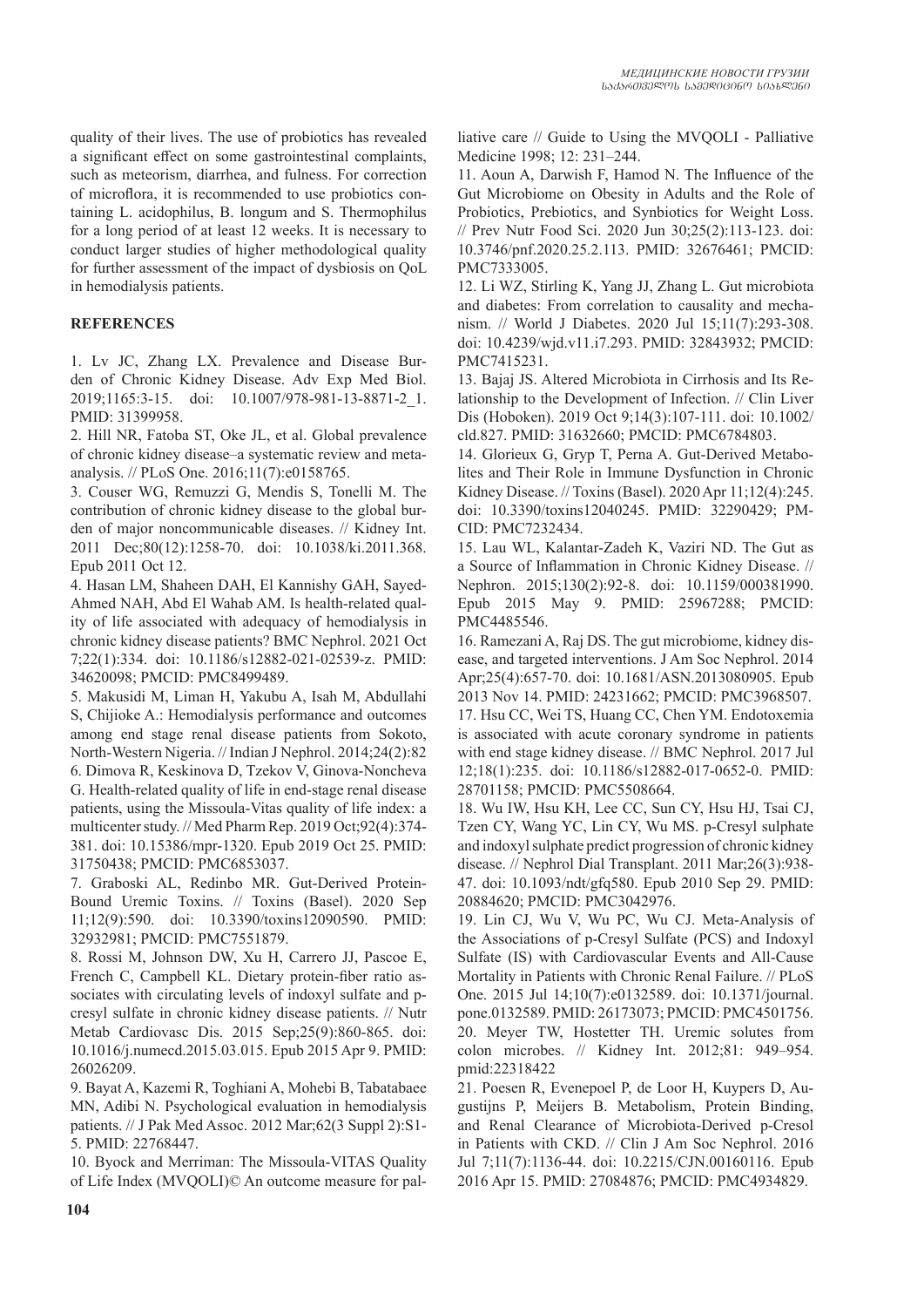quality of their lives. The use of probiotics has revealed a significant effect on some gastrointestinal complaints, such as meteorism, diarrhea, and fulness. For correction of microflora, it is recommended to use probiotics containing L. acidophilus, B. longum and S. Thermophilus for a long period of at least 12 weeks. It is necessary to conduct larger studies of higher methodological quality for further assessment of the impact of dysbiosis on QoL in hemodialysis patients.

## REFERENCES

1. Lv JC, Zhang LX. Prevalence and Disease Burden of Chronic Kidney Disease. Adv Exp Med Biol. 2019;1165:3-15. doi: 10.1007/978-981-13-8871-2_1. PMID: 31399958.

2. Hill NR, Fatoba ST, Oke JL, et al. Global prevalence of chronic kidney disease–a systematic review and meta-analysis. // PLoS One. 2016;11(7):e0158765.

3. Couser WG, Remuzzi G, Mendis S, Tonelli M. The contribution of chronic kidney disease to the global burden of major noncommunicable diseases. // Kidney Int. 2011 Dec;80(12):1258-70. doi: 10.1038/ki.2011.368. Epub 2011 Oct 12.

4. Hasan LM, Shaheen DAH, El Kannishy GAH, Sayed-Ahmed NAH, Abd El Wahab AM. Is health-related quality of life associated with adequacy of hemodialysis in chronic kidney disease patients? BMC Nephrol. 2021 Oct 7;22(1):334. doi: 10.1186/s12882-021-02539-z. PMID: 34620098; PMCID: PMC8499489.

5. Makusidi M, Liman H, Yakubu A, Isah M, Abdullahi S, Chijioke A.: Hemodialysis performance and outcomes among end stage renal disease patients from Sokoto, North-Western Nigeria. // Indian J Nephrol. 2014;24(2):82

6. Dimova R, Keskinova D, Tzekov V, Ginova-Noncheva G. Health-related quality of life in end-stage renal disease patients, using the Missoula-Vitas quality of life index: a multicenter study. // Med Pharm Rep. 2019 Oct;92(4):374-381. doi: 10.15386/mpr-1320. Epub 2019 Oct 25. PMID: 31750438; PMCID: PMC6853037.

7. Graboski AL, Redinbo MR. Gut-Derived Protein-Bound Uremic Toxins. // Toxins (Basel). 2020 Sep 11;12(9):590. doi: 10.3390/toxins12090590. PMID: 32932981; PMCID: PMC7551879.

8. Rossi M, Johnson DW, Xu H, Carrero JJ, Pascoe E, French C, Campbell KL. Dietary protein-fiber ratio associates with circulating levels of indoxyl sulfate and p-cresyl sulfate in chronic kidney disease patients. // Nutr Metab Cardiovasc Dis. 2015 Sep;25(9):860-865. doi: 10.1016/j.numecd.2015.03.015. Epub 2015 Apr 9. PMID: 26026209.

9. Bayat A, Kazemi R, Toghiani A, Mohebi B, Tabatabaee MN, Adibi N. Psychological evaluation in hemodialysis patients. // J Pak Med Assoc. 2012 Mar;62(3 Suppl 2):S1-5. PMID: 22768447.

10. Byock and Merriman: The Missoula-VITAS Quality of Life Index (MVQOLI)© An outcome measure for palliative care // Guide to Using the MVQOLI - Palliative Medicine 1998; 12: 231–244.

11. Aoun A, Darwish F, Hamod N. The Influence of the Gut Microbiome on Obesity in Adults and the Role of Probiotics, Prebiotics, and Synbiotics for Weight Loss. // Prev Nutr Food Sci. 2020 Jun 30;25(2):113-123. doi: 10.3746/pnf.2020.25.2.113. PMID: 32676461; PMCID: PMC7333005.

12. Li WZ, Stirling K, Yang JJ, Zhang L. Gut microbiota and diabetes: From correlation to causality and mechanism. // World J Diabetes. 2020 Jul 15;11(7):293-308. doi: 10.4239/wjd.v11.i7.293. PMID: 32843932; PMCID: PMC7415231.

13. Bajaj JS. Altered Microbiota in Cirrhosis and Its Relationship to the Development of Infection. // Clin Liver Dis (Hoboken). 2019 Oct 9;14(3):107-111. doi: 10.1002/cld.827. PMID: 31632660; PMCID: PMC6784803.

14. Glorieux G, Gryp T, Perna A. Gut-Derived Metabolites and Their Role in Immune Dysfunction in Chronic Kidney Disease. // Toxins (Basel). 2020 Apr 11;12(4):245. doi: 10.3390/toxins12040245. PMID: 32290429; PMCID: PMC7232434.

15. Lau WL, Kalantar-Zadeh K, Vaziri ND. The Gut as a Source of Inflammation in Chronic Kidney Disease. // Nephron. 2015;130(2):92-8. doi: 10.1159/000381990. Epub 2015 May 9. PMID: 25967288; PMCID: PMC4485546.

16. Ramezani A, Raj DS. The gut microbiome, kidney disease, and targeted interventions. J Am Soc Nephrol. 2014 Apr;25(4):657-70. doi: 10.1681/ASN.2013080905. Epub 2013 Nov 14. PMID: 24231662; PMCID: PMC3968507.

17. Hsu CC, Wei TS, Huang CC, Chen YM. Endotoxemia is associated with acute coronary syndrome in patients with end stage kidney disease. // BMC Nephrol. 2017 Jul 12;18(1):235. doi: 10.1186/s12882-017-0652-0. PMID: 28701158; PMCID: PMC5508664.

18. Wu IW, Hsu KH, Lee CC, Sun CY, Hsu HJ, Tsai CJ, Tzen CY, Wang YC, Lin CY, Wu MS. p-Cresyl sulphate and indoxyl sulphate predict progression of chronic kidney disease. // Nephrol Dial Transplant. 2011 Mar;26(3):938-47. doi: 10.1093/ndt/gfq580. Epub 2010 Sep 29. PMID: 20884620; PMCID: PMC3042976.

19. Lin CJ, Wu V, Wu PC, Wu CJ. Meta-Analysis of the Associations of p-Cresyl Sulfate (PCS) and Indoxyl Sulfate (IS) with Cardiovascular Events and All-Cause Mortality in Patients with Chronic Renal Failure. // PLoS One. 2015 Jul 14;10(7):e0132589. doi: 10.1371/journal.pone.0132589. PMID: 26173073; PMCID: PMC4501756.

20. Meyer TW, Hostetter TH. Uremic solutes from colon microbes. // Kidney Int. 2012;81: 949–954. pmid:22318422

21. Poesen R, Evenepoel P, de Loor H, Kuypers D, Augustijns P, Meijers B. Metabolism, Protein Binding, and Renal Clearance of Microbiota-Derived p-Cresol in Patients with CKD. // Clin J Am Soc Nephrol. 2016 Jul 7;11(7):1136-44. doi: 10.2215/CJN.00160116. Epub 2016 Apr 15. PMID: 27084876; PMCID: PMC4934829.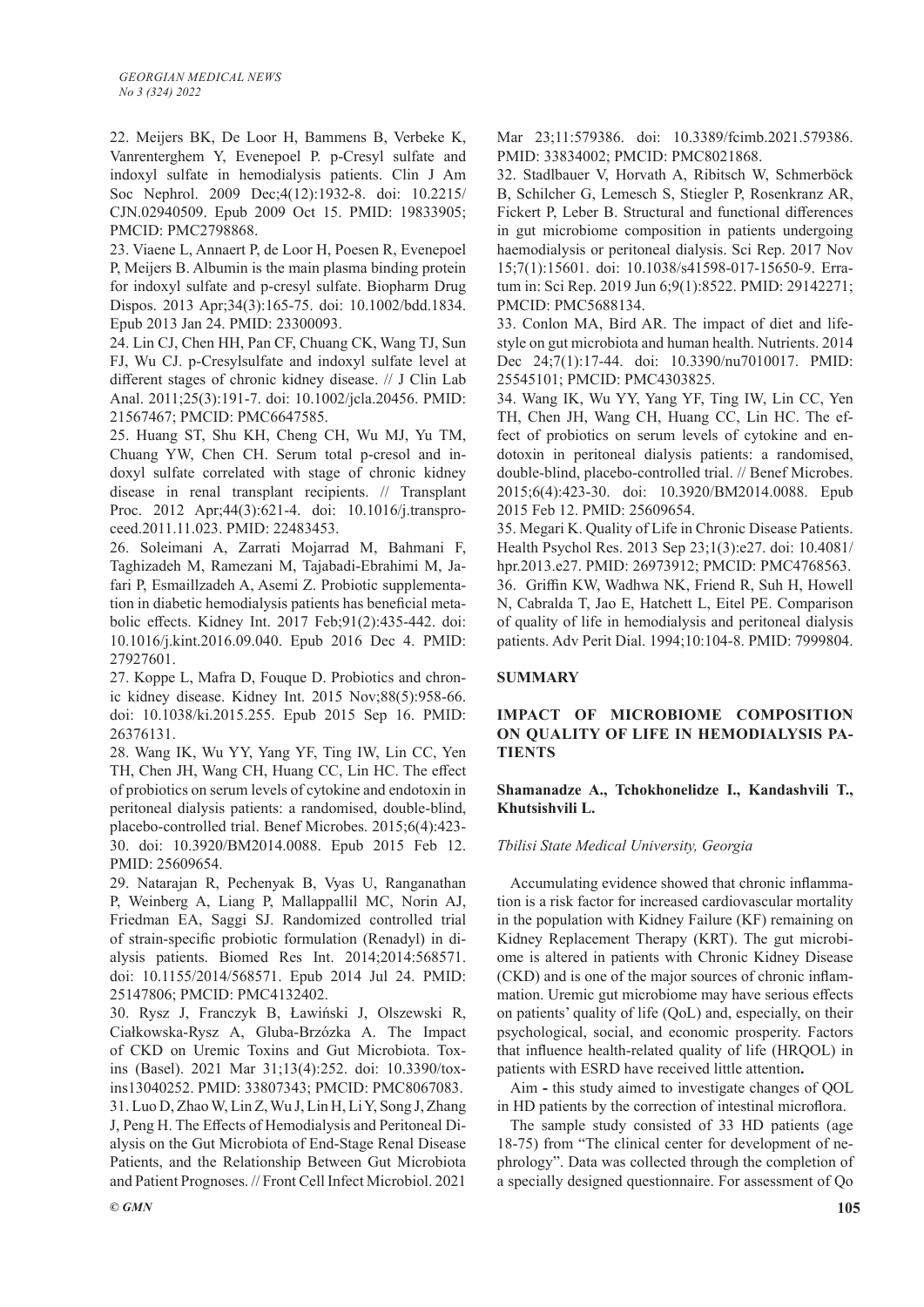22. Meijers BK, De Loor H, Bammens B, Verbeke K, Vanrenterghem Y, Evenepoel P. p-Cresyl sulfate and indoxyl sulfate in hemodialysis patients. Clin J Am Soc Nephrol. 2009 Dec;4(12):1932-8. doi: 10.2215/CJN.02940509. Epub 2009 Oct 15. PMID: 19833905; PMCID: PMC2798868.

23. Viaene L, Annaert P, de Loor H, Poesen R, Evenepoel P, Meijers B. Albumin is the main plasma binding protein for indoxyl sulfate and p-cresyl sulfate. Biopharm Drug Dispos. 2013 Apr;34(3):165-75. doi: 10.1002/bdd.1834. Epub 2013 Jan 24. PMID: 23300093.

24. Lin CJ, Chen HH, Pan CF, Chuang CK, Wang TJ, Sun FJ, Wu CJ. p-Cresylsulfate and indoxyl sulfate level at different stages of chronic kidney disease. // J Clin Lab Anal. 2011;25(3):191-7. doi: 10.1002/jcla.20456. PMID: 21567467; PMCID: PMC6647585.

25. Huang ST, Shu KH, Cheng CH, Wu MJ, Yu TM, Chuang YW, Chen CH. Serum total p-cresol and indoxyl sulfate correlated with stage of chronic kidney disease in renal transplant recipients. // Transplant Proc. 2012 Apr;44(3):621-4. doi: 10.1016/j.transproceed.2011.11.023. PMID: 22483453.

26. Soleimani A, Zarrati Mojarrad M, Bahmani F, Taghizadeh M, Ramezani M, Tajabadi-Ebrahimi M, Jafari P, Esmaillzadeh A, Asemi Z. Probiotic supplementation in diabetic hemodialysis patients has beneficial metabolic effects. Kidney Int. 2017 Feb;91(2):435-442. doi: 10.1016/j.kint.2016.09.040. Epub 2016 Dec 4. PMID: 27927601.

27. Koppe L, Mafra D, Fouque D. Probiotics and chronic kidney disease. Kidney Int. 2015 Nov;88(5):958-66. doi: 10.1038/ki.2015.255. Epub 2015 Sep 16. PMID: 26376131.

28. Wang IK, Wu YY, Yang YF, Ting IW, Lin CC, Yen TH, Chen JH, Wang CH, Huang CC, Lin HC. The effect of probiotics on serum levels of cytokine and endotoxin in peritoneal dialysis patients: a randomised, double-blind, placebo-controlled trial. Benef Microbes. 2015;6(4):423-30. doi: 10.3920/BM2014.0088. Epub 2015 Feb 12. PMID: 25609654.

29. Natarajan R, Pechenyak B, Vyas U, Ranganathan P, Weinberg A, Liang P, Mallappallil MC, Norin AJ, Friedman EA, Saggi SJ. Randomized controlled trial of strain-specific probiotic formulation (Renadyl) in dialysis patients. Biomed Res Int. 2014;2014:568571. doi: 10.1155/2014/568571. Epub 2014 Jul 24. PMID: 25147806; PMCID: PMC4132402.

30. Rysz J, Franczyk B, Ławiński J, Olszewski R, Ciałkowska-Rysz A, Gluba-Brzózka A. The Impact of CKD on Uremic Toxins and Gut Microbiota. Toxins (Basel). 2021 Mar 31;13(4):252. doi: 10.3390/toxins13040252. PMID: 33807343; PMCID: PMC8067083.

31. Luo D, Zhao W, Lin Z, Wu J, Lin H, Li Y, Song J, Zhang J, Peng H. The Effects of Hemodialysis and Peritoneal Dialysis on the Gut Microbiota of End-Stage Renal Disease Patients, and the Relationship Between Gut Microbiota and Patient Prognoses. // Front Cell Infect Microbiol. 2021 Mar 23;11:579386. doi: 10.3389/fcimb.2021.579386. PMID: 33834002; PMCID: PMC8021868.

32. Stadlbauer V, Horvath A, Ribitsch W, Schmerböck B, Schilcher G, Lemesch S, Stiegler P, Rosenkranz AR, Fickert P, Leber B. Structural and functional differences in gut microbiome composition in patients undergoing haemodialysis or peritoneal dialysis. Sci Rep. 2017 Nov 15;7(1):15601. doi: 10.1038/s41598-017-15650-9. Erratum in: Sci Rep. 2019 Jun 6;9(1):8522. PMID: 29142271; PMCID: PMC5688134.

33. Conlon MA, Bird AR. The impact of diet and lifestyle on gut microbiota and human health. Nutrients. 2014 Dec 24;7(1):17-44. doi: 10.3390/nu7010017. PMID: 25545101; PMCID: PMC4303825.

34. Wang IK, Wu YY, Yang YF, Ting IW, Lin CC, Yen TH, Chen JH, Wang CH, Huang CC, Lin HC. The effect of probiotics on serum levels of cytokine and endotoxin in peritoneal dialysis patients: a randomised, double-blind, placebo-controlled trial. // Benef Microbes. 2015;6(4):423-30. doi: 10.3920/BM2014.0088. Epub 2015 Feb 12. PMID: 25609654.

35. Megari K. Quality of Life in Chronic Disease Patients. Health Psychol Res. 2013 Sep 23;1(3):e27. doi: 10.4081/hpr.2013.e27. PMID: 26973912; PMCID: PMC4768563.

36. Griffin KW, Wadhwa NK, Friend R, Suh H, Howell N, Cabralda T, Jao E, Hatchett L, Eitel PE. Comparison of quality of life in hemodialysis and peritoneal dialysis patients. Adv Perit Dial. 1994;10:104-8. PMID: 7999804.

## SUMMARY

### IMPACT OF MICROBIOME COMPOSITION ON QUALITY OF LIFE IN HEMODIALYSIS PATIENTS

**Shamanadze A., Tchokhonelidze I., Kandashvili T., Khutsishvili L.**

*Tbilisi State Medical University, Georgia*

Accumulating evidence showed that chronic inflammation is a risk factor for increased cardiovascular mortality in the population with Kidney Failure (KF) remaining on Kidney Replacement Therapy (KRT). The gut microbiome is altered in patients with Chronic Kidney Disease (CKD) and is one of the major sources of chronic inflammation. Uremic gut microbiome may have serious effects on patients' quality of life (QoL) and, especially, on their psychological, social, and economic prosperity. Factors that influence health-related quality of life (HRQOL) in patients with ESRD have received little attention**.**

Aim **-** this study aimed to investigate changes of QOL in HD patients by the correction of intestinal microflora.

The sample study consisted of 33 HD patients (age 18-75) from "The clinical center for development of nephrology". Data was collected through the completion of a specially designed questionnaire. For assessment of Qo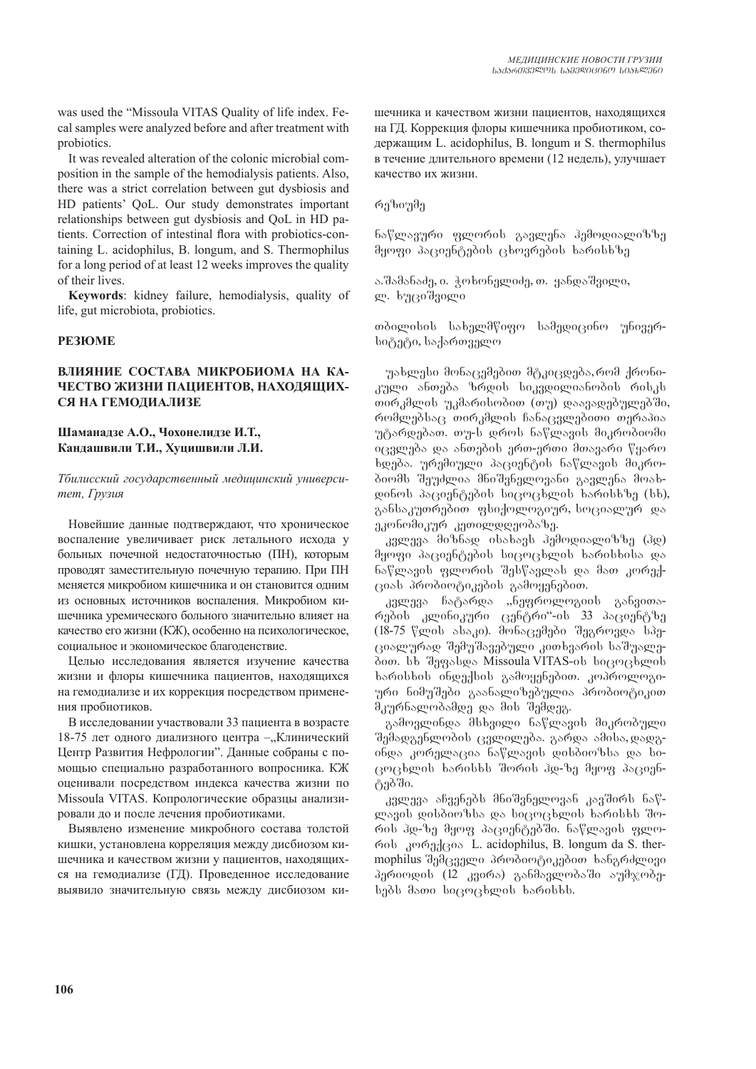was used the "Missoula VITAS Quality of life index. Fecal samples were analyzed before and after treatment with probiotics.

It was revealed alteration of the colonic microbial composition in the sample of the hemodialysis patients. Also, there was a strict correlation between gut dysbiosis and HD patients' QoL. Our study demonstrates important relationships between gut dysbiosis and QoL in HD patients. Correction of intestinal flora with probiotics-containing L. acidophilus, B. longum, and S. Thermophilus for a long period of at least 12 weeks improves the quality of their lives.

**Keywords**: kidney failure, hemodialysis, quality of life, gut microbiota, probiotics.

## РЕЗЮМЕ

### ВЛИЯНИЕ СОСТАВА МИКРОБИОМА НА КАЧЕСТВО ЖИЗНИ ПАЦИЕНТОВ, НАХОДЯЩИХСЯ НА ГЕМОДИАЛИЗЕ

**Шаманадзе А.О., Чохонелидзе И.Т., Кандашвили Т.И., Хуцишвили Л.И.**

*Тбилисский государственный медицинский университет, Грузия*

Новейшие данные подтверждают, что хроническое воспаление увеличивает риск летального исхода у больных почечной недостаточностью (ПН), которым проводят заместительную почечную терапию. При ПН меняется микробиом кишечника и он становится одним из основных источников воспаления. Микробиом кишечника уремического больного значительно влияет на качество его жизни (КЖ), особенно на психологическое, социальное и экономическое благоденствие.

Целью исследования является изучение качества жизни и флоры кишечника пациентов, находящихся на гемодиализе и их коррекция посредством применения пробиотиков.

В исследовании участвовали 33 пациента в возрасте 18-75 лет одного диализного центра –„Клинический Центр Развития Нефрологии". Данные собраны с помощью специально разработанного вопросника. КЖ оценивали посредством индекса качества жизни по Missoula VITAS. Копрологические образцы анализировали до и после лечения пробиотиками.

Выявлено изменение микробного состава толстой кишки, установлена корреляция между дисбиозом кишечника и качеством жизни у пациентов, находящихся на гемодиализе (ГД). Проведенное исследование выявило значительную связь между дисбиозом кишечника и качеством жизни пациентов, находящихся на ГД. Коррекция флоры кишечника пробиотиком, содержащим L. acidophilus, B. longum и S. thermophilus в течение длительного времени (12 недель), улучшает качество их жизни.

რეზიუმე

### ნაწლავური ფლორის გავლენა ჰემოდიალიზზე მყოფი პაციენტების ცხოვრების ხარისხზე

ა.შამანაძე, ი. ჭოხონელიძე, თ. ყანდაშვილი, ლ. ხუციშვილი

თბილისის სახელმწიფო სამედიცინო უნივერსიტეტი, საქართველო

უახლესი მონაცემებით მტკიცდება, რომ ქრონიკული ანთება ზრდის სიკვდილიანობის რისკს თირკმლის უკმარისობით (თუ) დაავადებულებში, რომლებსაც თირკმლის ჩანაცვლებითი თერაპია უტარდებათ. თუ-ს დროს ნაწლავის მიკრობიომი იცვლება და ანთების ერთ-ერთი მთავარი წყარო ხდება. ურემიული პაციენტის ნაწლავის მიკრობიომს შეუძლია მნიშვნელოვანი გავლენა მოახდინოს პაციენტების სიცოცხლის ხარისხზე (სხ), განსაკუთრებით ფსიქოლოგიურ, სოციალურ და ეკონომიკურ კეთილდღეობაზე.

კვლევა მიზნად ისახავს ჰემოდიალიზზე (ჰდ) მყოფი პაციენტების სიცოცხლის ხარისხისა და ნაწლავის ფლორის შესწავლას და მათ კორექციას პრობიოტიკების გამოყენებით.

კვლევა ჩატარდა „ნეფროლოგიის განვითარების კლინიკური ცენტრი"-ის 33 პაციენტზე (18-75 წლის ასაკი). მონაცემები შეგროვდა სპეციალურად შემუშავებული კითხვარის საშუალებით. სხ შეფასდა Missoula VITAS-ის სიცოცხლის ხარისხის ინდექსის გამოყენებით. კოპროლოგიური ნიმუშები გაანალიზებულია პრობიოტიკით მკურნალობამდე და მის შემდეგ.

გამოვლინდა მსხვილი ნაწლავის მიკრობული შემადგენლობის ცვლილება. გარდა ამისა, დადგინდა კორელაცია ნაწლავის დისბიოზსა და სიცოცხლის ხარისხს შორის ჰდ-ზე მყოფ პაციენტებში.

კვლევა აჩვენებს მნიშვნელოვან კავშირს ნაწლავის დისბიოზსა და სიცოცხლის ხარისხს შორის ჰდ-ზე მყოფ პაციენტებში. ნაწლავის ფლორის კორექცია L. acidophilus, B. longum da S. thermophilus შემცველი პრობიოტიკებით ხანგრძლივი პერიოდის (12 კვირა) განმავლობაში აუმჯობესებს მათი სიცოცხლის ხარისხს.